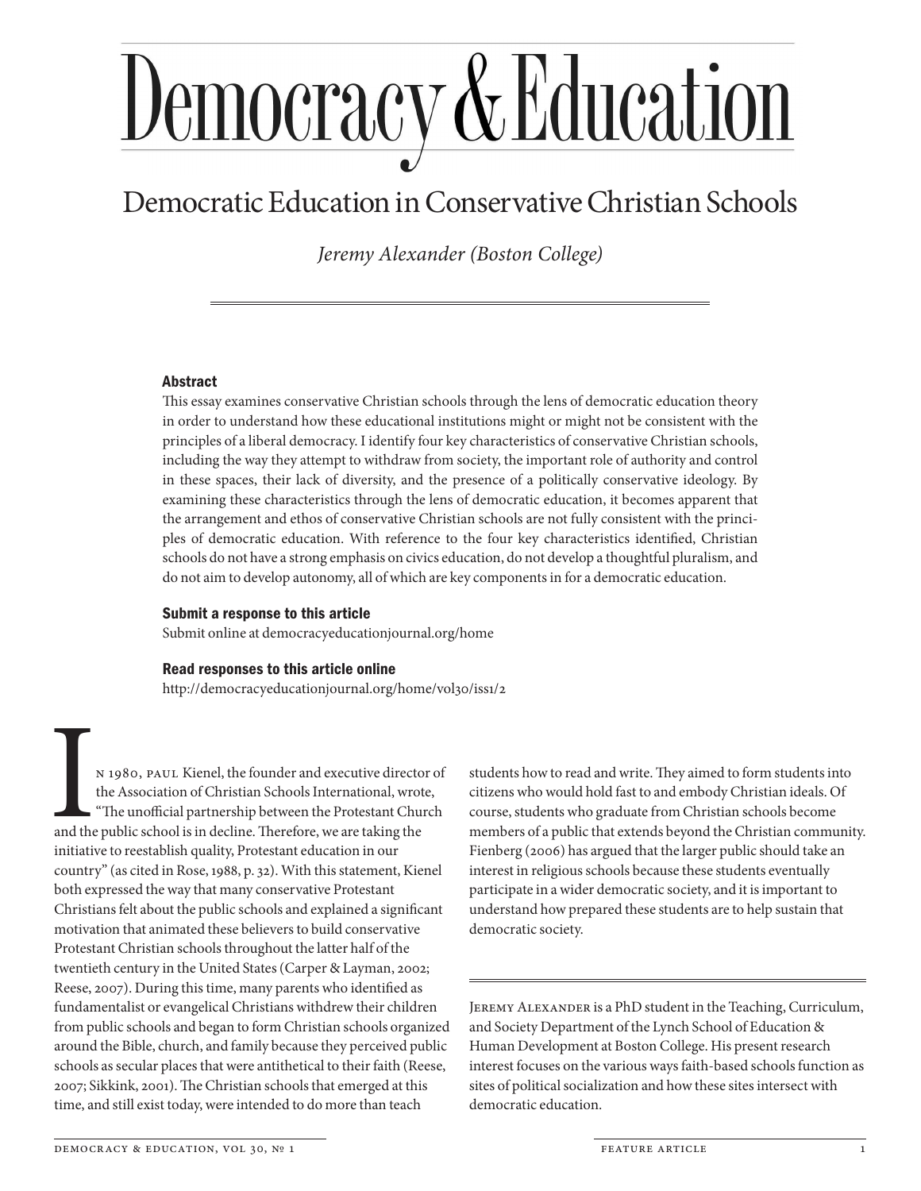# Democracy & Education

## Democratic Education in Conservative Christian Schools

*Jeremy Alexander (Boston College)*

### Abstract

This essay examines conservative Christian schools through the lens of democratic education theory in order to understand how these educational institutions might or might not be consistent with the principles of a liberal democracy. I identify four key characteristics of conservative Christian schools, including the way they attempt to withdraw from society, the important role of authority and control in these spaces, their lack of diversity, and the presence of a politically conservative ideology. By examining these characteristics through the lens of democratic education, it becomes apparent that the arrangement and ethos of conservative Christian schools are not fully consistent with the principles of democratic education. With reference to the four key characteristics identified, Christian schools do not have a strong emphasis on civics education, do not develop a thoughtful pluralism, and do not aim to develop autonomy, all of which are key components in for a democratic education.

**Submit a response to this article**

Submit online at democracyeducationjournal.org/home

**Read responses to this article online**

http://democracyeducationjournal.org/home/vol30/iss1/2

In 1980, Paul Kienel, the founder and executive director of the Association of Christian Schools International, wrote, "The unofficial partnership between the Protestant Church and the public school is in decline. Therefore, we are taking the initiative to reestablish quality, Protestant education in our country" (as cited in Rose, 1988, p. 32). With this statement, Kienel both expressed the way that many conservative Protestant Christians felt about the public schools and explained a significant motivation that animated these believers to build conservative Protestant Christian schools throughout the latter half of the twentieth century in the United States (Carper & Layman, 2002; Reese, 2007). During this time, many parents who identified as fundamentalist or evangelical Christians withdrew their children from public schools and began to form Christian schools organized around the Bible, church, and family because they perceived public schools as secular places that were antithetical to their faith (Reese, 2007; Sikkink, 2001). The Christian schools that emerged at this time, and still exist today, were intended to do more than teach students how to read and write. They aimed to form students into citizens who would hold fast to and embody Christian ideals. Of course, students who graduate from Christian schools become members of a public that extends beyond the Christian community. Fienberg (2006) has argued that the larger public should take an interest in religious schools because these students eventually participate in a wider democratic society, and it is important to understand how prepared these students are to help sustain that democratic society.

Jeremy Alexander is a PhD student in the Teaching, Curriculum, and Society Department of the Lynch School of Education & Human Development at Boston College. His present research interest focuses on the various ways faith-based schools function as sites of political socialization and how these sites intersect with democratic education.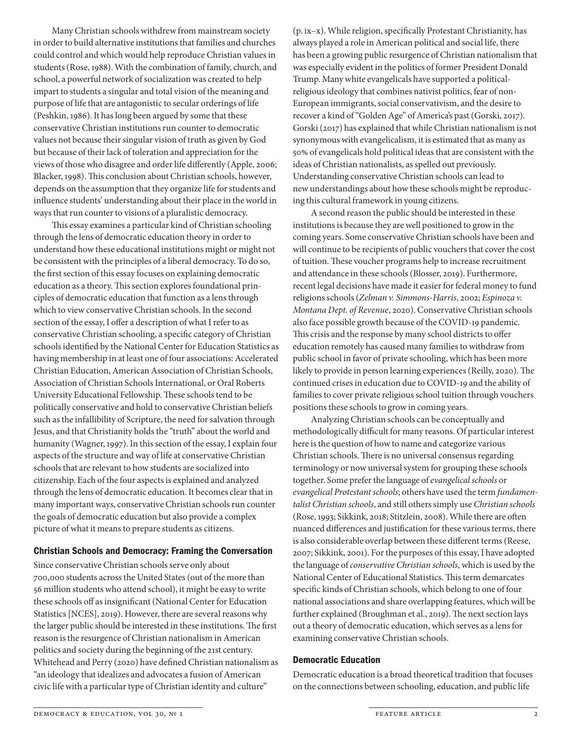Many Christian schools withdrew from mainstream society in order to build alternative institutions that families and churches could control and which would help reproduce Christian values in students (Rose, 1988). With the combination of family, church, and school, a powerful network of socialization was created to help impart to students a singular and total vision of the meaning and purpose of life that are antagonistic to secular orderings of life (Peshkin, 1986). It has long been argued by some that these conservative Christian institutions run counter to democratic values not because their singular vision of truth as given by God but because of their lack of toleration and appreciation for the views of those who disagree and order life differently (Apple, 2006; Blacker, 1998). This conclusion about Christian schools, however, depends on the assumption that they organize life for students and influence students' understanding about their place in the world in ways that run counter to visions of a pluralistic democracy.

This essay examines a particular kind of Christian schooling through the lens of democratic education theory in order to understand how these educational institutions might or might not be consistent with the principles of a liberal democracy. To do so, the first section of this essay focuses on explaining democratic education as a theory. This section explores foundational principles of democratic education that function as a lens through which to view conservative Christian schools. In the second section of the essay, I offer a description of what I refer to as conservative Christian schooling, a specific category of Christian schools identified by the National Center for Education Statistics as having membership in at least one of four associations: Accelerated Christian Education, American Association of Christian Schools, Association of Christian Schools International, or Oral Roberts University Educational Fellowship. These schools tend to be politically conservative and hold to conservative Christian beliefs such as the infallibility of Scripture, the need for salvation through Jesus, and that Christianity holds the "truth" about the world and humanity (Wagner, 1997). In this section of the essay, I explain four aspects of the structure and way of life at conservative Christian schools that are relevant to how students are socialized into citizenship. Each of the four aspects is explained and analyzed through the lens of democratic education. It becomes clear that in many important ways, conservative Christian schools run counter the goals of democratic education but also provide a complex picture of what it means to prepare students as citizens.

## Christian Schools and Democracy: Framing the Conversation

Since conservative Christian schools serve only about 700,000 students across the United States (out of the more than 56 million students who attend school), it might be easy to write these schools off as insignificant (National Center for Education Statistics [NCES], 2019). However, there are several reasons why the larger public should be interested in these institutions. The first reason is the resurgence of Christian nationalism in American politics and society during the beginning of the 21st century. Whitehead and Perry (2020) have defined Christian nationalism as "an ideology that idealizes and advocates a fusion of American civic life with a particular type of Christian identity and culture" (p. ix–x). While religion, specifically Protestant Christianity, has always played a role in American political and social life, there has been a growing public resurgence of Christian nationalism that was especially evident in the politics of former President Donald Trump. Many white evangelicals have supported a political-religious ideology that combines nativist politics, fear of non-European immigrants, social conservativism, and the desire to recover a kind of "Golden Age" of America's past (Gorski, 2017). Gorski (2017) has explained that while Christian nationalism is not synonymous with evangelicalism, it is estimated that as many as 50% of evangelicals hold political ideas that are consistent with the ideas of Christian nationalists, as spelled out previously. Understanding conservative Christian schools can lead to new understandings about how these schools might be reproducing this cultural framework in young citizens.

A second reason the public should be interested in these institutions is because they are well positioned to grow in the coming years. Some conservative Christian schools have been and will continue to be recipients of public vouchers that cover the cost of tuition. These voucher programs help to increase recruitment and attendance in these schools (Blosser, 2019). Furthermore, recent legal decisions have made it easier for federal money to fund religions schools (*Zelman v. Simmons-Harris*, 2002; *Espinoza v. Montana Dept. of Revenue*, 2020). Conservative Christian schools also face possible growth because of the COVID-19 pandemic. This crisis and the response by many school districts to offer education remotely has caused many families to withdraw from public school in favor of private schooling, which has been more likely to provide in person learning experiences (Reilly, 2020). The continued crises in education due to COVID-19 and the ability of families to cover private religious school tuition through vouchers positions these schools to grow in coming years.

Analyzing Christian schools can be conceptually and methodologically difficult for many reasons. Of particular interest here is the question of how to name and categorize various Christian schools. There is no universal consensus regarding terminology or now universal system for grouping these schools together. Some prefer the language of *evangelical schools* or *evangelical Protestant schools*; others have used the term *fundamentalist Christian schools*, and still others simply use *Christian schools* (Rose, 1993; Sikkink, 2018; Stitzlein, 2008). While there are often nuanced differences and justification for these various terms, there is also considerable overlap between these different terms (Reese, 2007; Sikkink, 2001). For the purposes of this essay, I have adopted the language of *conservative Christian schools*, which is used by the National Center of Educational Statistics. This term demarcates specific kinds of Christian schools, which belong to one of four national associations and share overlapping features, which will be further explained (Broughman et al., 2019). The next section lays out a theory of democratic education, which serves as a lens for examining conservative Christian schools.

## Democratic Education

Democratic education is a broad theoretical tradition that focuses on the connections between schooling, education, and public life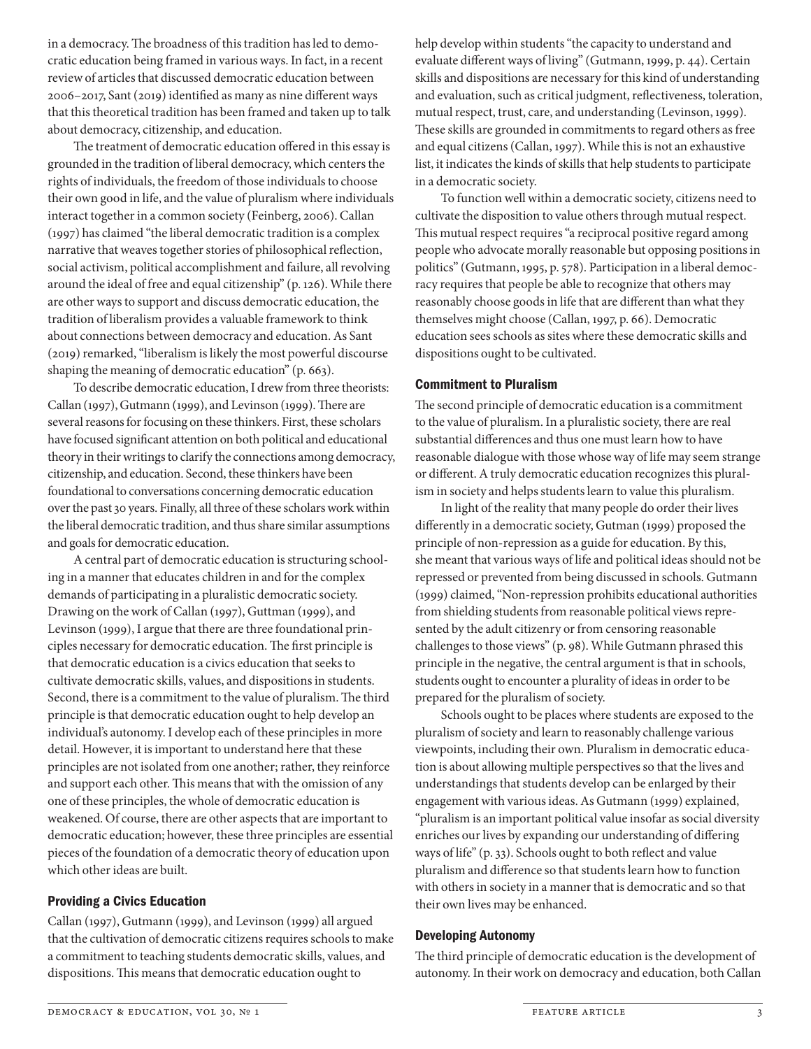in a democracy. The broadness of this tradition has led to democratic education being framed in various ways. In fact, in a recent review of articles that discussed democratic education between 2006–2017, Sant (2019) identified as many as nine different ways that this theoretical tradition has been framed and taken up to talk about democracy, citizenship, and education.

The treatment of democratic education offered in this essay is grounded in the tradition of liberal democracy, which centers the rights of individuals, the freedom of those individuals to choose their own good in life, and the value of pluralism where individuals interact together in a common society (Feinberg, 2006). Callan (1997) has claimed "the liberal democratic tradition is a complex narrative that weaves together stories of philosophical reflection, social activism, political accomplishment and failure, all revolving around the ideal of free and equal citizenship" (p. 126). While there are other ways to support and discuss democratic education, the tradition of liberalism provides a valuable framework to think about connections between democracy and education. As Sant (2019) remarked, "liberalism is likely the most powerful discourse shaping the meaning of democratic education" (p. 663).

To describe democratic education, I drew from three theorists: Callan (1997), Gutmann (1999), and Levinson (1999). There are several reasons for focusing on these thinkers. First, these scholars have focused significant attention on both political and educational theory in their writings to clarify the connections among democracy, citizenship, and education. Second, these thinkers have been foundational to conversations concerning democratic education over the past 30 years. Finally, all three of these scholars work within the liberal democratic tradition, and thus share similar assumptions and goals for democratic education.

A central part of democratic education is structuring schooling in a manner that educates children in and for the complex demands of participating in a pluralistic democratic society. Drawing on the work of Callan (1997), Guttman (1999), and Levinson (1999), I argue that there are three foundational principles necessary for democratic education. The first principle is that democratic education is a civics education that seeks to cultivate democratic skills, values, and dispositions in students. Second, there is a commitment to the value of pluralism. The third principle is that democratic education ought to help develop an individual's autonomy. I develop each of these principles in more detail. However, it is important to understand here that these principles are not isolated from one another; rather, they reinforce and support each other. This means that with the omission of any one of these principles, the whole of democratic education is weakened. Of course, there are other aspects that are important to democratic education; however, these three principles are essential pieces of the foundation of a democratic theory of education upon which other ideas are built.

### Providing a Civics Education

Callan (1997), Gutmann (1999), and Levinson (1999) all argued that the cultivation of democratic citizens requires schools to make a commitment to teaching students democratic skills, values, and dispositions. This means that democratic education ought to help develop within students "the capacity to understand and evaluate different ways of living" (Gutmann, 1999, p. 44). Certain skills and dispositions are necessary for this kind of understanding and evaluation, such as critical judgment, reflectiveness, toleration, mutual respect, trust, care, and understanding (Levinson, 1999). These skills are grounded in commitments to regard others as free and equal citizens (Callan, 1997). While this is not an exhaustive list, it indicates the kinds of skills that help students to participate in a democratic society.

To function well within a democratic society, citizens need to cultivate the disposition to value others through mutual respect. This mutual respect requires "a reciprocal positive regard among people who advocate morally reasonable but opposing positions in politics" (Gutmann, 1995, p. 578). Participation in a liberal democracy requires that people be able to recognize that others may reasonably choose goods in life that are different than what they themselves might choose (Callan, 1997, p. 66). Democratic education sees schools as sites where these democratic skills and dispositions ought to be cultivated.

### Commitment to Pluralism

The second principle of democratic education is a commitment to the value of pluralism. In a pluralistic society, there are real substantial differences and thus one must learn how to have reasonable dialogue with those whose way of life may seem strange or different. A truly democratic education recognizes this pluralism in society and helps students learn to value this pluralism.

In light of the reality that many people do order their lives differently in a democratic society, Gutman (1999) proposed the principle of non-repression as a guide for education. By this, she meant that various ways of life and political ideas should not be repressed or prevented from being discussed in schools. Gutmann (1999) claimed, "Non-repression prohibits educational authorities from shielding students from reasonable political views represented by the adult citizenry or from censoring reasonable challenges to those views" (p. 98). While Gutmann phrased this principle in the negative, the central argument is that in schools, students ought to encounter a plurality of ideas in order to be prepared for the pluralism of society.

Schools ought to be places where students are exposed to the pluralism of society and learn to reasonably challenge various viewpoints, including their own. Pluralism in democratic education is about allowing multiple perspectives so that the lives and understandings that students develop can be enlarged by their engagement with various ideas. As Gutmann (1999) explained, "pluralism is an important political value insofar as social diversity enriches our lives by expanding our understanding of differing ways of life" (p. 33). Schools ought to both reflect and value pluralism and difference so that students learn how to function with others in society in a manner that is democratic and so that their own lives may be enhanced.

### Developing Autonomy

The third principle of democratic education is the development of autonomy. In their work on democracy and education, both Callan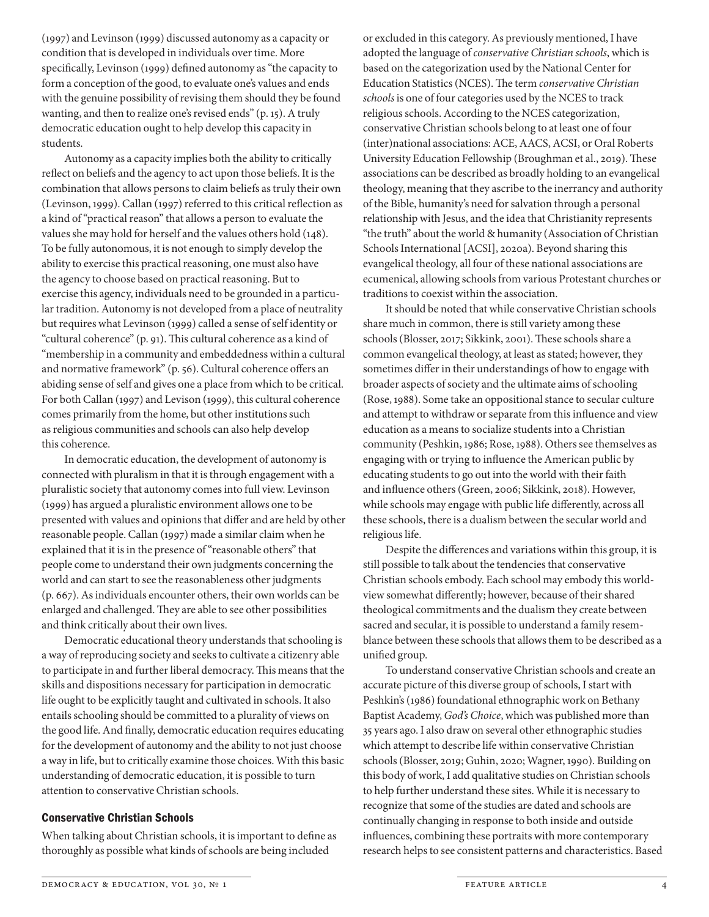(1997) and Levinson (1999) discussed autonomy as a capacity or condition that is developed in individuals over time. More specifically, Levinson (1999) defined autonomy as "the capacity to form a conception of the good, to evaluate one's values and ends with the genuine possibility of revising them should they be found wanting, and then to realize one's revised ends" (p. 15). A truly democratic education ought to help develop this capacity in students.

Autonomy as a capacity implies both the ability to critically reflect on beliefs and the agency to act upon those beliefs. It is the combination that allows persons to claim beliefs as truly their own (Levinson, 1999). Callan (1997) referred to this critical reflection as a kind of "practical reason" that allows a person to evaluate the values she may hold for herself and the values others hold (148). To be fully autonomous, it is not enough to simply develop the ability to exercise this practical reasoning, one must also have the agency to choose based on practical reasoning. But to exercise this agency, individuals need to be grounded in a particular tradition. Autonomy is not developed from a place of neutrality but requires what Levinson (1999) called a sense of self identity or "cultural coherence" (p. 91). This cultural coherence as a kind of "membership in a community and embeddedness within a cultural and normative framework" (p. 56). Cultural coherence offers an abiding sense of self and gives one a place from which to be critical. For both Callan (1997) and Levison (1999), this cultural coherence comes primarily from the home, but other institutions such as religious communities and schools can also help develop this coherence.

In democratic education, the development of autonomy is connected with pluralism in that it is through engagement with a pluralistic society that autonomy comes into full view. Levinson (1999) has argued a pluralistic environment allows one to be presented with values and opinions that differ and are held by other reasonable people. Callan (1997) made a similar claim when he explained that it is in the presence of "reasonable others" that people come to understand their own judgments concerning the world and can start to see the reasonableness other judgments (p. 667). As individuals encounter others, their own worlds can be enlarged and challenged. They are able to see other possibilities and think critically about their own lives.

Democratic educational theory understands that schooling is a way of reproducing society and seeks to cultivate a citizenry able to participate in and further liberal democracy. This means that the skills and dispositions necessary for participation in democratic life ought to be explicitly taught and cultivated in schools. It also entails schooling should be committed to a plurality of views on the good life. And finally, democratic education requires educating for the development of autonomy and the ability to not just choose a way in life, but to critically examine those choices. With this basic understanding of democratic education, it is possible to turn attention to conservative Christian schools.

## Conservative Christian Schools

When talking about Christian schools, it is important to define as thoroughly as possible what kinds of schools are being included or excluded in this category. As previously mentioned, I have adopted the language of *conservative Christian schools*, which is based on the categorization used by the National Center for Education Statistics (NCES). The term *conservative Christian schools* is one of four categories used by the NCES to track religious schools. According to the NCES categorization, conservative Christian schools belong to at least one of four (inter)national associations: ACE, AACS, ACSI, or Oral Roberts University Education Fellowship (Broughman et al., 2019). These associations can be described as broadly holding to an evangelical theology, meaning that they ascribe to the inerrancy and authority of the Bible, humanity's need for salvation through a personal relationship with Jesus, and the idea that Christianity represents "the truth" about the world & humanity (Association of Christian Schools International [ACSI], 2020a). Beyond sharing this evangelical theology, all four of these national associations are ecumenical, allowing schools from various Protestant churches or traditions to coexist within the association.

It should be noted that while conservative Christian schools share much in common, there is still variety among these schools (Blosser, 2017; Sikkink, 2001). These schools share a common evangelical theology, at least as stated; however, they sometimes differ in their understandings of how to engage with broader aspects of society and the ultimate aims of schooling (Rose, 1988). Some take an oppositional stance to secular culture and attempt to withdraw or separate from this influence and view education as a means to socialize students into a Christian community (Peshkin, 1986; Rose, 1988). Others see themselves as engaging with or trying to influence the American public by educating students to go out into the world with their faith and influence others (Green, 2006; Sikkink, 2018). However, while schools may engage with public life differently, across all these schools, there is a dualism between the secular world and religious life.

Despite the differences and variations within this group, it is still possible to talk about the tendencies that conservative Christian schools embody. Each school may embody this worldview somewhat differently; however, because of their shared theological commitments and the dualism they create between sacred and secular, it is possible to understand a family resemblance between these schools that allows them to be described as a unified group.

To understand conservative Christian schools and create an accurate picture of this diverse group of schools, I start with Peshkin's (1986) foundational ethnographic work on Bethany Baptist Academy, *God's Choice*, which was published more than 35 years ago. I also draw on several other ethnographic studies which attempt to describe life within conservative Christian schools (Blosser, 2019; Guhin, 2020; Wagner, 1990). Building on this body of work, I add qualitative studies on Christian schools to help further understand these sites. While it is necessary to recognize that some of the studies are dated and schools are continually changing in response to both inside and outside influences, combining these portraits with more contemporary research helps to see consistent patterns and characteristics. Based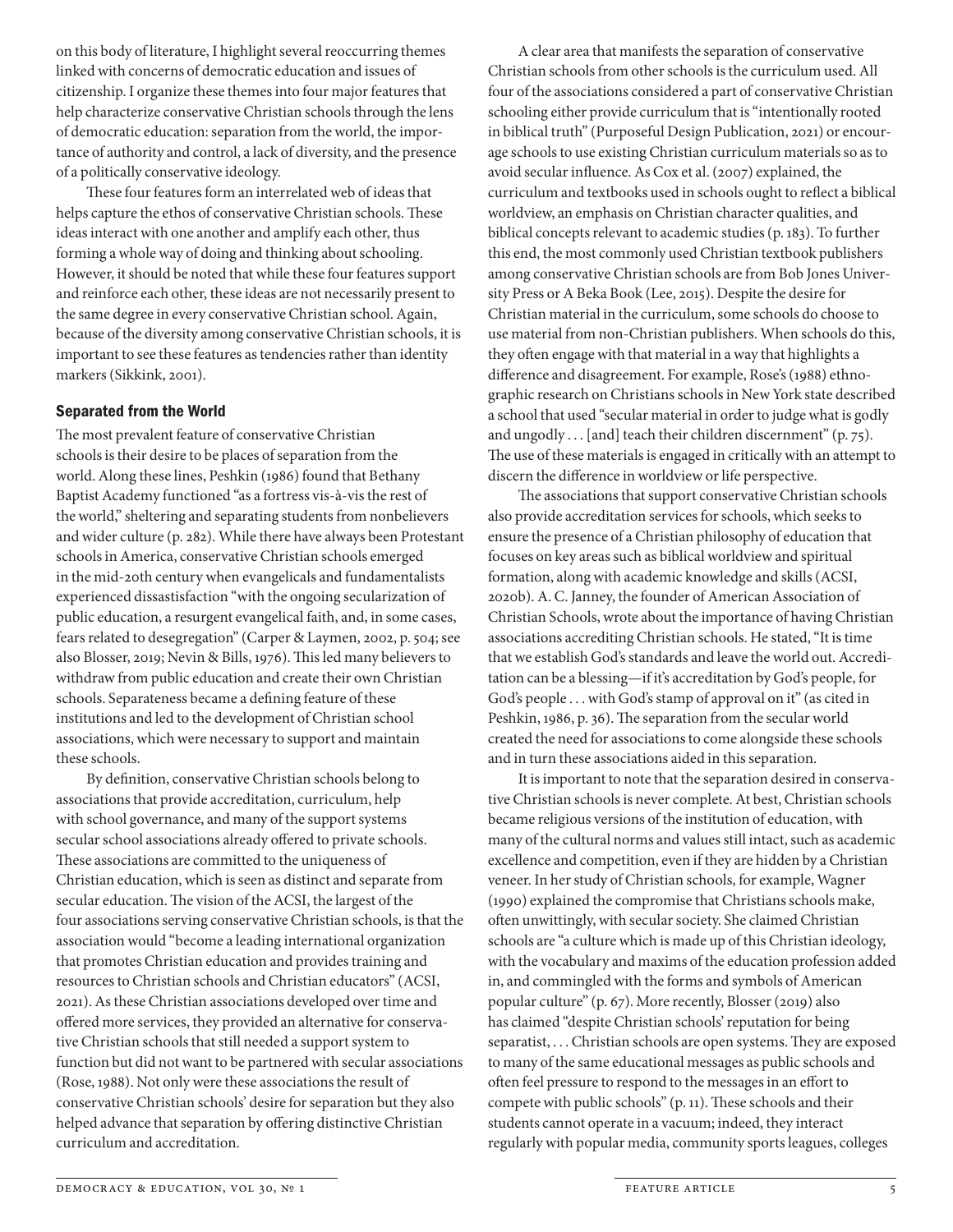on this body of literature, I highlight several reoccurring themes linked with concerns of democratic education and issues of citizenship. I organize these themes into four major features that help characterize conservative Christian schools through the lens of democratic education: separation from the world, the importance of authority and control, a lack of diversity, and the presence of a politically conservative ideology.

These four features form an interrelated web of ideas that helps capture the ethos of conservative Christian schools. These ideas interact with one another and amplify each other, thus forming a whole way of doing and thinking about schooling. However, it should be noted that while these four features support and reinforce each other, these ideas are not necessarily present to the same degree in every conservative Christian school. Again, because of the diversity among conservative Christian schools, it is important to see these features as tendencies rather than identity markers (Sikkink, 2001).

## Separated from the World

The most prevalent feature of conservative Christian schools is their desire to be places of separation from the world. Along these lines, Peshkin (1986) found that Bethany Baptist Academy functioned "as a fortress vis-à-vis the rest of the world," sheltering and separating students from nonbelievers and wider culture (p. 282). While there have always been Protestant schools in America, conservative Christian schools emerged in the mid-20th century when evangelicals and fundamentalists experienced dissatisfaction "with the ongoing secularization of public education, a resurgent evangelical faith, and, in some cases, fears related to desegregation" (Carper & Laymen, 2002, p. 504; see also Blosser, 2019; Nevin & Bills, 1976). This led many believers to withdraw from public education and create their own Christian schools. Separateness became a defining feature of these institutions and led to the development of Christian school associations, which were necessary to support and maintain these schools.

By definition, conservative Christian schools belong to associations that provide accreditation, curriculum, help with school governance, and many of the support systems secular school associations already offered to private schools. These associations are committed to the uniqueness of Christian education, which is seen as distinct and separate from secular education. The vision of the ACSI, the largest of the four associations serving conservative Christian schools, is that the association would "become a leading international organization that promotes Christian education and provides training and resources to Christian schools and Christian educators" (ACSI, 2021). As these Christian associations developed over time and offered more services, they provided an alternative for conservative Christian schools that still needed a support system to function but did not want to be partnered with secular associations (Rose, 1988). Not only were these associations the result of conservative Christian schools' desire for separation but they also helped advance that separation by offering distinctive Christian curriculum and accreditation.

A clear area that manifests the separation of conservative Christian schools from other schools is the curriculum used. All four of the associations considered a part of conservative Christian schooling either provide curriculum that is "intentionally rooted in biblical truth" (Purposeful Design Publication, 2021) or encourage schools to use existing Christian curriculum materials so as to avoid secular influence. As Cox et al. (2007) explained, the curriculum and textbooks used in schools ought to reflect a biblical worldview, an emphasis on Christian character qualities, and biblical concepts relevant to academic studies (p. 183). To further this end, the most commonly used Christian textbook publishers among conservative Christian schools are from Bob Jones University Press or A Beka Book (Lee, 2015). Despite the desire for Christian material in the curriculum, some schools do choose to use material from non-Christian publishers. When schools do this, they often engage with that material in a way that highlights a difference and disagreement. For example, Rose's (1988) ethnographic research on Christians schools in New York state described a school that used "secular material in order to judge what is godly and ungodly . . . [and] teach their children discernment" (p. 75). The use of these materials is engaged in critically with an attempt to discern the difference in worldview or life perspective.

The associations that support conservative Christian schools also provide accreditation services for schools, which seeks to ensure the presence of a Christian philosophy of education that focuses on key areas such as biblical worldview and spiritual formation, along with academic knowledge and skills (ACSI, 2020b). A. C. Janney, the founder of American Association of Christian Schools, wrote about the importance of having Christian associations accrediting Christian schools. He stated, "It is time that we establish God's standards and leave the world out. Accreditation can be a blessing—if it's accreditation by God's people, for God's people . . . with God's stamp of approval on it" (as cited in Peshkin, 1986, p. 36). The separation from the secular world created the need for associations to come alongside these schools and in turn these associations aided in this separation.

It is important to note that the separation desired in conservative Christian schools is never complete. At best, Christian schools became religious versions of the institution of education, with many of the cultural norms and values still intact, such as academic excellence and competition, even if they are hidden by a Christian veneer. In her study of Christian schools, for example, Wagner (1990) explained the compromise that Christians schools make, often unwittingly, with secular society. She claimed Christian schools are "a culture which is made up of this Christian ideology, with the vocabulary and maxims of the education profession added in, and commingled with the forms and symbols of American popular culture" (p. 67). More recently, Blosser (2019) also has claimed "despite Christian schools' reputation for being separatist, . . . Christian schools are open systems. They are exposed to many of the same educational messages as public schools and often feel pressure to respond to the messages in an effort to compete with public schools" (p. 11). These schools and their students cannot operate in a vacuum; indeed, they interact regularly with popular media, community sports leagues, colleges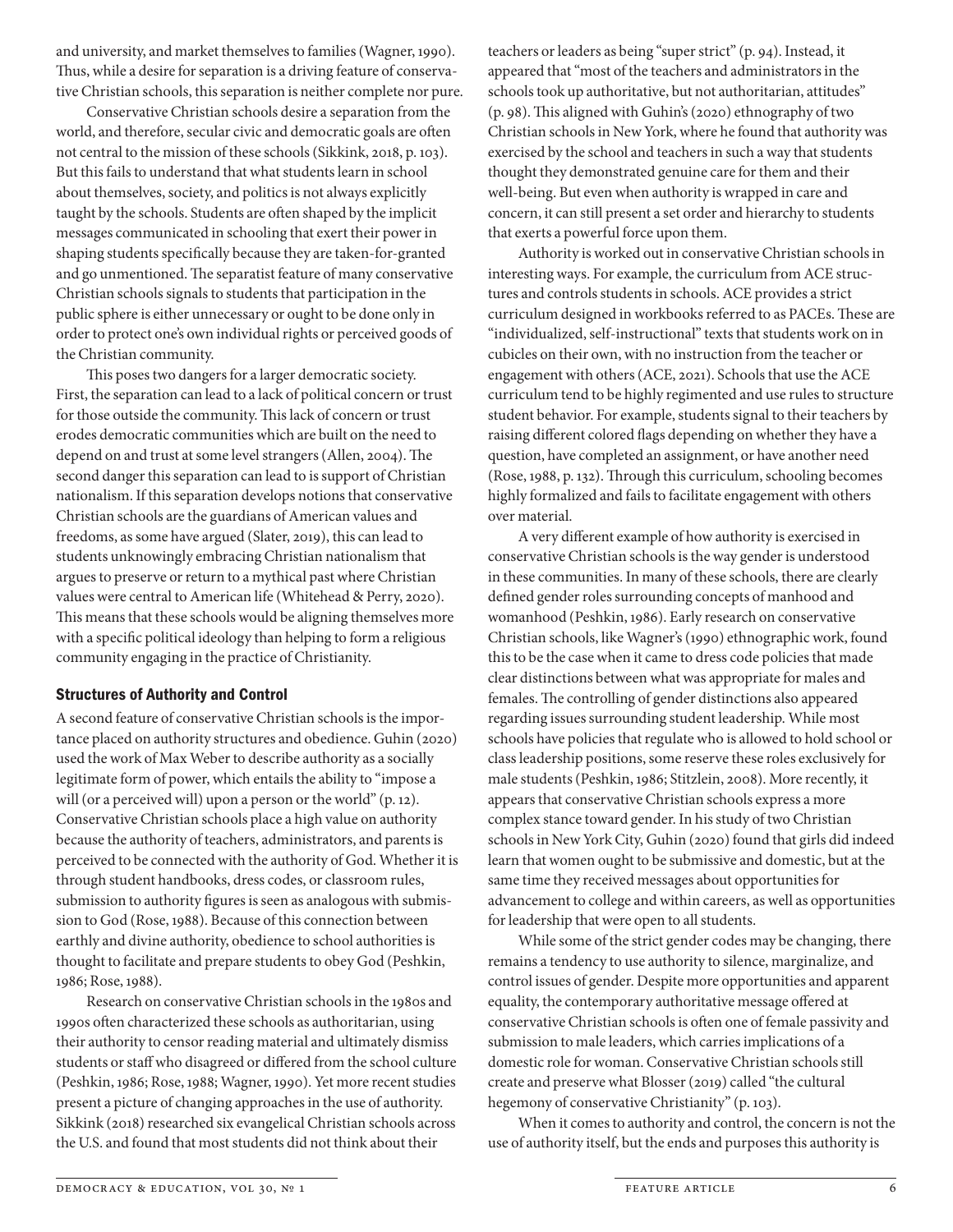and university, and market themselves to families (Wagner, 1990). Thus, while a desire for separation is a driving feature of conservative Christian schools, this separation is neither complete nor pure.

Conservative Christian schools desire a separation from the world, and therefore, secular civic and democratic goals are often not central to the mission of these schools (Sikkink, 2018, p. 103). But this fails to understand that what students learn in school about themselves, society, and politics is not always explicitly taught by the schools. Students are often shaped by the implicit messages communicated in schooling that exert their power in shaping students specifically because they are taken-for-granted and go unmentioned. The separatist feature of many conservative Christian schools signals to students that participation in the public sphere is either unnecessary or ought to be done only in order to protect one's own individual rights or perceived goods of the Christian community.

This poses two dangers for a larger democratic society. First, the separation can lead to a lack of political concern or trust for those outside the community. This lack of concern or trust erodes democratic communities which are built on the need to depend on and trust at some level strangers (Allen, 2004). The second danger this separation can lead to is support of Christian nationalism. If this separation develops notions that conservative Christian schools are the guardians of American values and freedoms, as some have argued (Slater, 2019), this can lead to students unknowingly embracing Christian nationalism that argues to preserve or return to a mythical past where Christian values were central to American life (Whitehead & Perry, 2020). This means that these schools would be aligning themselves more with a specific political ideology than helping to form a religious community engaging in the practice of Christianity.

### Structures of Authority and Control

A second feature of conservative Christian schools is the importance placed on authority structures and obedience. Guhin (2020) used the work of Max Weber to describe authority as a socially legitimate form of power, which entails the ability to "impose a will (or a perceived will) upon a person or the world" (p. 12). Conservative Christian schools place a high value on authority because the authority of teachers, administrators, and parents is perceived to be connected with the authority of God. Whether it is through student handbooks, dress codes, or classroom rules, submission to authority figures is seen as analogous with submission to God (Rose, 1988). Because of this connection between earthly and divine authority, obedience to school authorities is thought to facilitate and prepare students to obey God (Peshkin, 1986; Rose, 1988).

Research on conservative Christian schools in the 1980s and 1990s often characterized these schools as authoritarian, using their authority to censor reading material and ultimately dismiss students or staff who disagreed or differed from the school culture (Peshkin, 1986; Rose, 1988; Wagner, 1990). Yet more recent studies present a picture of changing approaches in the use of authority. Sikkink (2018) researched six evangelical Christian schools across the U.S. and found that most students did not think about their teachers or leaders as being "super strict" (p. 94). Instead, it appeared that "most of the teachers and administrators in the schools took up authoritative, but not authoritarian, attitudes" (p. 98). This aligned with Guhin's (2020) ethnography of two Christian schools in New York, where he found that authority was exercised by the school and teachers in such a way that students thought they demonstrated genuine care for them and their well-being. But even when authority is wrapped in care and concern, it can still present a set order and hierarchy to students that exerts a powerful force upon them.

Authority is worked out in conservative Christian schools in interesting ways. For example, the curriculum from ACE structures and controls students in schools. ACE provides a strict curriculum designed in workbooks referred to as PACEs. These are "individualized, self-instructional" texts that students work on in cubicles on their own, with no instruction from the teacher or engagement with others (ACE, 2021). Schools that use the ACE curriculum tend to be highly regimented and use rules to structure student behavior. For example, students signal to their teachers by raising different colored flags depending on whether they have a question, have completed an assignment, or have another need (Rose, 1988, p. 132). Through this curriculum, schooling becomes highly formalized and fails to facilitate engagement with others over material.

A very different example of how authority is exercised in conservative Christian schools is the way gender is understood in these communities. In many of these schools, there are clearly defined gender roles surrounding concepts of manhood and womanhood (Peshkin, 1986). Early research on conservative Christian schools, like Wagner's (1990) ethnographic work, found this to be the case when it came to dress code policies that made clear distinctions between what was appropriate for males and females. The controlling of gender distinctions also appeared regarding issues surrounding student leadership. While most schools have policies that regulate who is allowed to hold school or class leadership positions, some reserve these roles exclusively for male students (Peshkin, 1986; Stitzlein, 2008). More recently, it appears that conservative Christian schools express a more complex stance toward gender. In his study of two Christian schools in New York City, Guhin (2020) found that girls did indeed learn that women ought to be submissive and domestic, but at the same time they received messages about opportunities for advancement to college and within careers, as well as opportunities for leadership that were open to all students.

While some of the strict gender codes may be changing, there remains a tendency to use authority to silence, marginalize, and control issues of gender. Despite more opportunities and apparent equality, the contemporary authoritative message offered at conservative Christian schools is often one of female passivity and submission to male leaders, which carries implications of a domestic role for woman. Conservative Christian schools still create and preserve what Blosser (2019) called "the cultural hegemony of conservative Christianity" (p. 103).

When it comes to authority and control, the concern is not the use of authority itself, but the ends and purposes this authority is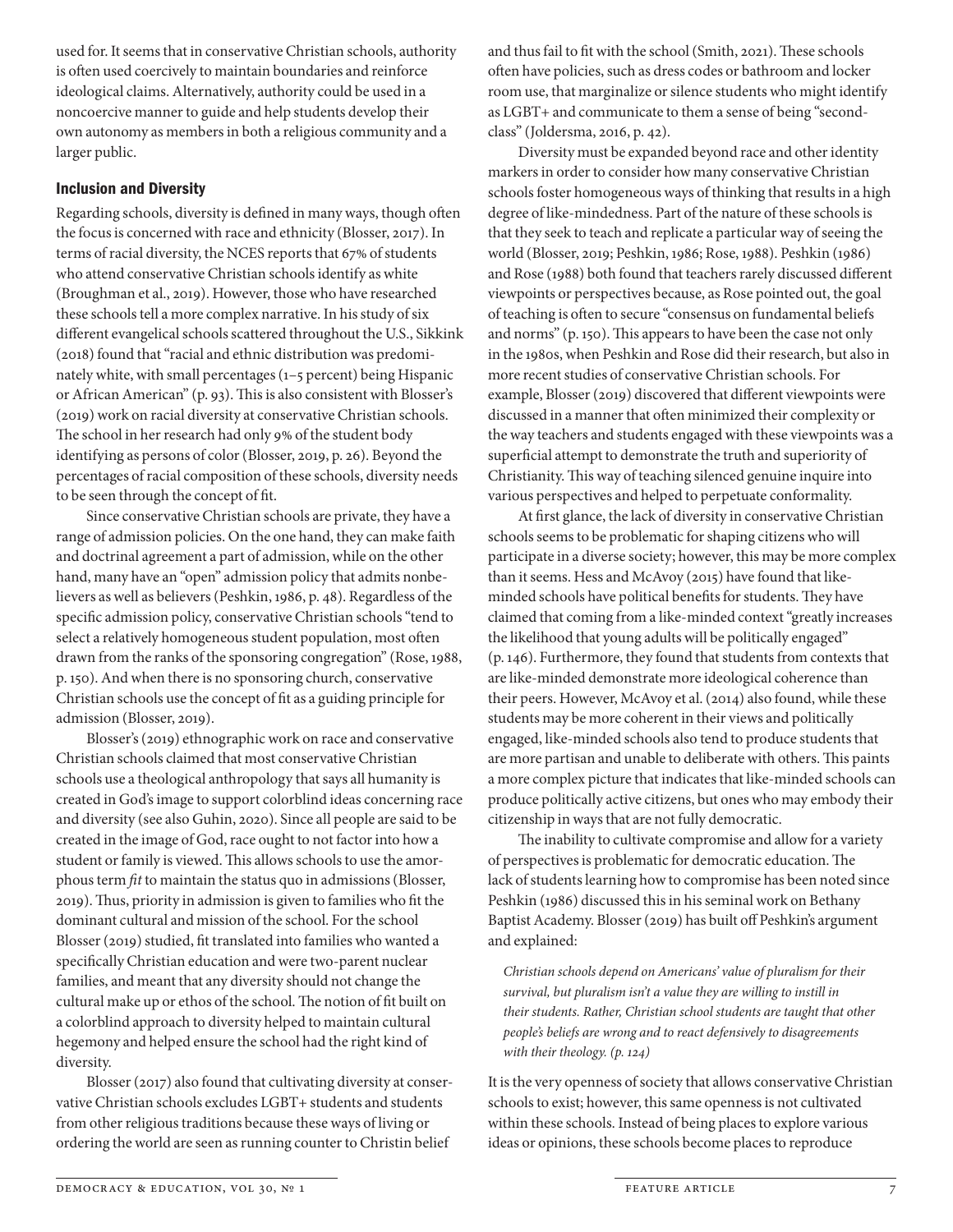used for. It seems that in conservative Christian schools, authority is often used coercively to maintain boundaries and reinforce ideological claims. Alternatively, authority could be used in a noncoercive manner to guide and help students develop their own autonomy as members in both a religious community and a larger public.

## Inclusion and Diversity

Regarding schools, diversity is defined in many ways, though often the focus is concerned with race and ethnicity (Blosser, 2017). In terms of racial diversity, the NCES reports that 67% of students who attend conservative Christian schools identify as white (Broughman et al., 2019). However, those who have researched these schools tell a more complex narrative. In his study of six different evangelical schools scattered throughout the U.S., Sikkink (2018) found that "racial and ethnic distribution was predominately white, with small percentages (1–5 percent) being Hispanic or African American" (p. 93). This is also consistent with Blosser's (2019) work on racial diversity at conservative Christian schools. The school in her research had only 9% of the student body identifying as persons of color (Blosser, 2019, p. 26). Beyond the percentages of racial composition of these schools, diversity needs to be seen through the concept of fit.

Since conservative Christian schools are private, they have a range of admission policies. On the one hand, they can make faith and doctrinal agreement a part of admission, while on the other hand, many have an "open" admission policy that admits nonbelievers as well as believers (Peshkin, 1986, p. 48). Regardless of the specific admission policy, conservative Christian schools "tend to select a relatively homogeneous student population, most often drawn from the ranks of the sponsoring congregation" (Rose, 1988, p. 150). And when there is no sponsoring church, conservative Christian schools use the concept of fit as a guiding principle for admission (Blosser, 2019).

Blosser's (2019) ethnographic work on race and conservative Christian schools claimed that most conservative Christian schools use a theological anthropology that says all humanity is created in God's image to support colorblind ideas concerning race and diversity (see also Guhin, 2020). Since all people are said to be created in the image of God, race ought to not factor into how a student or family is viewed. This allows schools to use the amorphous term *fit* to maintain the status quo in admissions (Blosser, 2019). Thus, priority in admission is given to families who fit the dominant cultural and mission of the school. For the school Blosser (2019) studied, fit translated into families who wanted a specifically Christian education and were two-parent nuclear families, and meant that any diversity should not change the cultural make up or ethos of the school. The notion of fit built on a colorblind approach to diversity helped to maintain cultural hegemony and helped ensure the school had the right kind of diversity.

Blosser (2017) also found that cultivating diversity at conservative Christian schools excludes LGBT+ students and students from other religious traditions because these ways of living or ordering the world are seen as running counter to Christin belief and thus fail to fit with the school (Smith, 2021). These schools often have policies, such as dress codes or bathroom and locker room use, that marginalize or silence students who might identify as LGBT+ and communicate to them a sense of being "second-class" (Joldersma, 2016, p. 42).

Diversity must be expanded beyond race and other identity markers in order to consider how many conservative Christian schools foster homogeneous ways of thinking that results in a high degree of like-mindedness. Part of the nature of these schools is that they seek to teach and replicate a particular way of seeing the world (Blosser, 2019; Peshkin, 1986; Rose, 1988). Peshkin (1986) and Rose (1988) both found that teachers rarely discussed different viewpoints or perspectives because, as Rose pointed out, the goal of teaching is often to secure "consensus on fundamental beliefs and norms" (p. 150). This appears to have been the case not only in the 1980s, when Peshkin and Rose did their research, but also in more recent studies of conservative Christian schools. For example, Blosser (2019) discovered that different viewpoints were discussed in a manner that often minimized their complexity or the way teachers and students engaged with these viewpoints was a superficial attempt to demonstrate the truth and superiority of Christianity. This way of teaching silenced genuine inquire into various perspectives and helped to perpetuate conformality.

At first glance, the lack of diversity in conservative Christian schools seems to be problematic for shaping citizens who will participate in a diverse society; however, this may be more complex than it seems. Hess and McAvoy (2015) have found that like-minded schools have political benefits for students. They have claimed that coming from a like-minded context "greatly increases the likelihood that young adults will be politically engaged" (p. 146). Furthermore, they found that students from contexts that are like-minded demonstrate more ideological coherence than their peers. However, McAvoy et al. (2014) also found, while these students may be more coherent in their views and politically engaged, like-minded schools also tend to produce students that are more partisan and unable to deliberate with others. This paints a more complex picture that indicates that like-minded schools can produce politically active citizens, but ones who may embody their citizenship in ways that are not fully democratic.

The inability to cultivate compromise and allow for a variety of perspectives is problematic for democratic education. The lack of students learning how to compromise has been noted since Peshkin (1986) discussed this in his seminal work on Bethany Baptist Academy. Blosser (2019) has built off Peshkin's argument and explained:

> *Christian schools depend on Americans' value of pluralism for their survival, but pluralism isn't a value they are willing to instill in their students. Rather, Christian school students are taught that other people's beliefs are wrong and to react defensively to disagreements with their theology. (p. 124)*

It is the very openness of society that allows conservative Christian schools to exist; however, this same openness is not cultivated within these schools. Instead of being places to explore various ideas or opinions, these schools become places to reproduce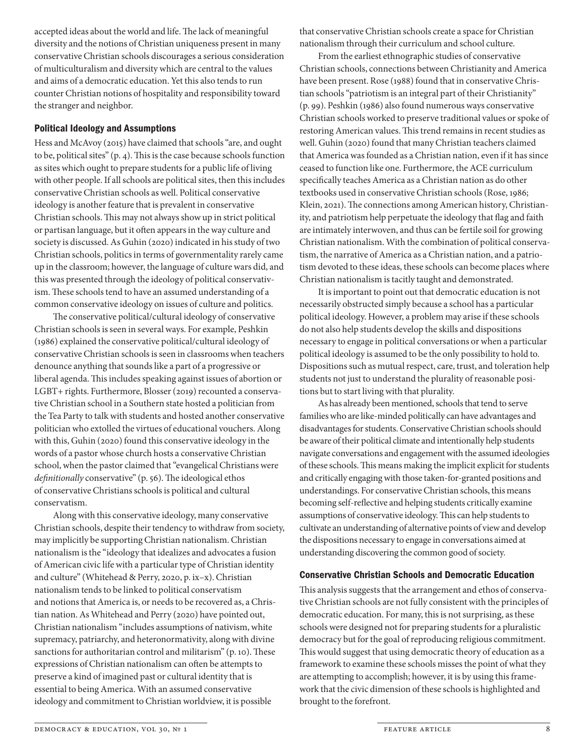accepted ideas about the world and life. The lack of meaningful diversity and the notions of Christian uniqueness present in many conservative Christian schools discourages a serious consideration of multiculturalism and diversity which are central to the values and aims of a democratic education. Yet this also tends to run counter Christian notions of hospitality and responsibility toward the stranger and neighbor.

### Political Ideology and Assumptions

Hess and McAvoy (2015) have claimed that schools "are, and ought to be, political sites" (p. 4). This is the case because schools function as sites which ought to prepare students for a public life of living with other people. If all schools are political sites, then this includes conservative Christian schools as well. Political conservative ideology is another feature that is prevalent in conservative Christian schools. This may not always show up in strict political or partisan language, but it often appears in the way culture and society is discussed. As Guhin (2020) indicated in his study of two Christian schools, politics in terms of governmentality rarely came up in the classroom; however, the language of culture wars did, and this was presented through the ideology of political conservativism. These schools tend to have an assumed understanding of a common conservative ideology on issues of culture and politics.

The conservative political/cultural ideology of conservative Christian schools is seen in several ways. For example, Peshkin (1986) explained the conservative political/cultural ideology of conservative Christian schools is seen in classrooms when teachers denounce anything that sounds like a part of a progressive or liberal agenda. This includes speaking against issues of abortion or LGBT+ rights. Furthermore, Blosser (2019) recounted a conservative Christian school in a Southern state hosted a politician from the Tea Party to talk with students and hosted another conservative politician who extolled the virtues of educational vouchers. Along with this, Guhin (2020) found this conservative ideology in the words of a pastor whose church hosts a conservative Christian school, when the pastor claimed that "evangelical Christians were *definitionally* conservative" (p. 56). The ideological ethos of conservative Christians schools is political and cultural conservatism.

Along with this conservative ideology, many conservative Christian schools, despite their tendency to withdraw from society, may implicitly be supporting Christian nationalism. Christian nationalism is the "ideology that idealizes and advocates a fusion of American civic life with a particular type of Christian identity and culture" (Whitehead & Perry, 2020, p. ix–x). Christian nationalism tends to be linked to political conservatism and notions that America is, or needs to be recovered as, a Christian nation. As Whitehead and Perry (2020) have pointed out, Christian nationalism "includes assumptions of nativism, white supremacy, patriarchy, and heteronormativity, along with divine sanctions for authoritarian control and militarism" (p. 10). These expressions of Christian nationalism can often be attempts to preserve a kind of imagined past or cultural identity that is essential to being America. With an assumed conservative ideology and commitment to Christian worldview, it is possible that conservative Christian schools create a space for Christian nationalism through their curriculum and school culture.

From the earliest ethnographic studies of conservative Christian schools, connections between Christianity and America have been present. Rose (1988) found that in conservative Christian schools "patriotism is an integral part of their Christianity" (p. 99). Peshkin (1986) also found numerous ways conservative Christian schools worked to preserve traditional values or spoke of restoring American values. This trend remains in recent studies as well. Guhin (2020) found that many Christian teachers claimed that America was founded as a Christian nation, even if it has since ceased to function like one. Furthermore, the ACE curriculum specifically teaches America as a Christian nation as do other textbooks used in conservative Christian schools (Rose, 1986; Klein, 2021). The connections among American history, Christianity, and patriotism help perpetuate the ideology that flag and faith are intimately interwoven, and thus can be fertile soil for growing Christian nationalism. With the combination of political conservatism, the narrative of America as a Christian nation, and a patriotism devoted to these ideas, these schools can become places where Christian nationalism is tacitly taught and demonstrated.

It is important to point out that democratic education is not necessarily obstructed simply because a school has a particular political ideology. However, a problem may arise if these schools do not also help students develop the skills and dispositions necessary to engage in political conversations or when a particular political ideology is assumed to be the only possibility to hold to. Dispositions such as mutual respect, care, trust, and toleration help students not just to understand the plurality of reasonable positions but to start living with that plurality.

As has already been mentioned, schools that tend to serve families who are like-minded politically can have advantages and disadvantages for students. Conservative Christian schools should be aware of their political climate and intentionally help students navigate conversations and engagement with the assumed ideologies of these schools. This means making the implicit explicit for students and critically engaging with those taken-for-granted positions and understandings. For conservative Christian schools, this means becoming self-reflective and helping students critically examine assumptions of conservative ideology. This can help students to cultivate an understanding of alternative points of view and develop the dispositions necessary to engage in conversations aimed at understanding discovering the common good of society.

### Conservative Christian Schools and Democratic Education

This analysis suggests that the arrangement and ethos of conservative Christian schools are not fully consistent with the principles of democratic education. For many, this is not surprising, as these schools were designed not for preparing students for a pluralistic democracy but for the goal of reproducing religious commitment. This would suggest that using democratic theory of education as a framework to examine these schools misses the point of what they are attempting to accomplish; however, it is by using this framework that the civic dimension of these schools is highlighted and brought to the forefront.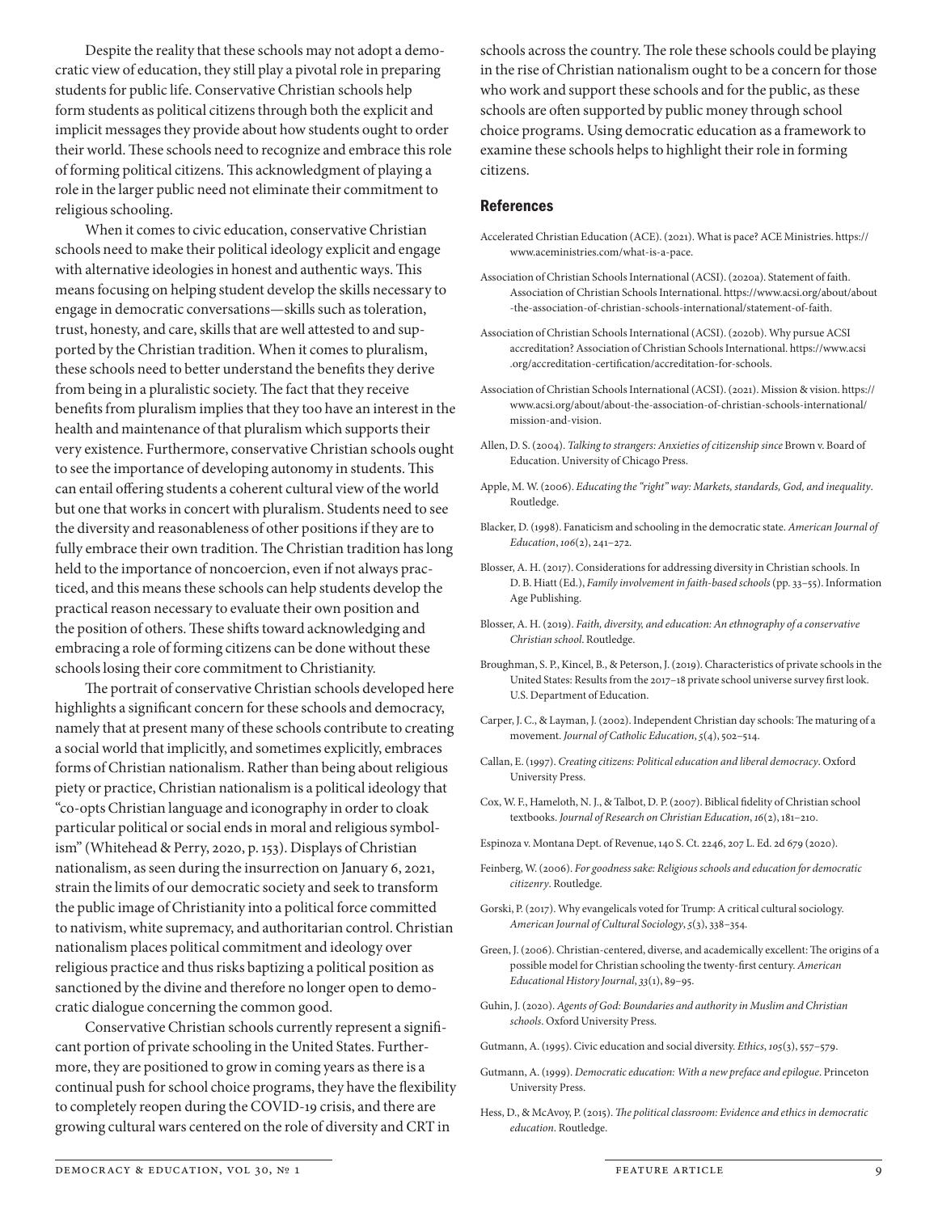Despite the reality that these schools may not adopt a democratic view of education, they still play a pivotal role in preparing students for public life. Conservative Christian schools help form students as political citizens through both the explicit and implicit messages they provide about how students ought to order their world. These schools need to recognize and embrace this role of forming political citizens. This acknowledgment of playing a role in the larger public need not eliminate their commitment to religious schooling.

When it comes to civic education, conservative Christian schools need to make their political ideology explicit and engage with alternative ideologies in honest and authentic ways. This means focusing on helping student develop the skills necessary to engage in democratic conversations—skills such as toleration, trust, honesty, and care, skills that are well attested to and supported by the Christian tradition. When it comes to pluralism, these schools need to better understand the benefits they derive from being in a pluralistic society. The fact that they receive benefits from pluralism implies that they too have an interest in the health and maintenance of that pluralism which supports their very existence. Furthermore, conservative Christian schools ought to see the importance of developing autonomy in students. This can entail offering students a coherent cultural view of the world but one that works in concert with pluralism. Students need to see the diversity and reasonableness of other positions if they are to fully embrace their own tradition. The Christian tradition has long held to the importance of noncoercion, even if not always practiced, and this means these schools can help students develop the practical reason necessary to evaluate their own position and the position of others. These shifts toward acknowledging and embracing a role of forming citizens can be done without these schools losing their core commitment to Christianity.

The portrait of conservative Christian schools developed here highlights a significant concern for these schools and democracy, namely that at present many of these schools contribute to creating a social world that implicitly, and sometimes explicitly, embraces forms of Christian nationalism. Rather than being about religious piety or practice, Christian nationalism is a political ideology that "co-opts Christian language and iconography in order to cloak particular political or social ends in moral and religious symbolism" (Whitehead & Perry, 2020, p. 153). Displays of Christian nationalism, as seen during the insurrection on January 6, 2021, strain the limits of our democratic society and seek to transform the public image of Christianity into a political force committed to nativism, white supremacy, and authoritarian control. Christian nationalism places political commitment and ideology over religious practice and thus risks baptizing a political position as sanctioned by the divine and therefore no longer open to democratic dialogue concerning the common good.

Conservative Christian schools currently represent a significant portion of private schooling in the United States. Furthermore, they are positioned to grow in coming years as there is a continual push for school choice programs, they have the flexibility to completely reopen during the COVID-19 crisis, and there are growing cultural wars centered on the role of diversity and CRT in schools across the country. The role these schools could be playing in the rise of Christian nationalism ought to be a concern for those who work and support these schools and for the public, as these schools are often supported by public money through school choice programs. Using democratic education as a framework to examine these schools helps to highlight their role in forming citizens.

## References

Accelerated Christian Education (ACE). (2021). What is pace? ACE Ministries. https://www.aceministries.com/what-is-a-pace.

Association of Christian Schools International (ACSI). (2020a). Statement of faith. Association of Christian Schools International. https://www.acsi.org/about/about-the-association-of-christian-schools-international/statement-of-faith.

Association of Christian Schools International (ACSI). (2020b). Why pursue ACSI accreditation? Association of Christian Schools International. https://www.acsi.org/accreditation-certification/accreditation-for-schools.

Association of Christian Schools International (ACSI). (2021). Mission & vision. https://www.acsi.org/about/about-the-association-of-christian-schools-international/mission-and-vision.

Allen, D. S. (2004). *Talking to strangers: Anxieties of citizenship since* Brown v. Board of Education. University of Chicago Press.

Apple, M. W. (2006). *Educating the "right" way: Markets, standards, God, and inequality*. Routledge.

Blacker, D. (1998). Fanaticism and schooling in the democratic state. *American Journal of Education*, *106*(2), 241–272.

Blosser, A. H. (2017). Considerations for addressing diversity in Christian schools. In D. B. Hiatt (Ed.), *Family involvement in faith-based schools* (pp. 33–55). Information Age Publishing.

Blosser, A. H. (2019). *Faith, diversity, and education: An ethnography of a conservative Christian school*. Routledge.

Broughman, S. P., Kincel, B., & Peterson, J. (2019). Characteristics of private schools in the United States: Results from the 2017–18 private school universe survey first look. U.S. Department of Education.

Carper, J. C., & Layman, J. (2002). Independent Christian day schools: The maturing of a movement. *Journal of Catholic Education*, *5*(4), 502–514.

Callan, E. (1997). *Creating citizens: Political education and liberal democracy*. Oxford University Press.

Cox, W. F., Hameloth, N. J., & Talbot, D. P. (2007). Biblical fidelity of Christian school textbooks. *Journal of Research on Christian Education*, *16*(2), 181–210.

Espinoza v. Montana Dept. of Revenue, 140 S. Ct. 2246, 207 L. Ed. 2d 679 (2020).

Feinberg, W. (2006). *For goodness sake: Religious schools and education for democratic citizenry*. Routledge.

Gorski, P. (2017). Why evangelicals voted for Trump: A critical cultural sociology. *American Journal of Cultural Sociology*, *5*(3), 338–354.

Green, J. (2006). Christian-centered, diverse, and academically excellent: The origins of a possible model for Christian schooling the twenty-first century. *American Educational History Journal*, *33*(1), 89–95.

Guhin, J. (2020). *Agents of God: Boundaries and authority in Muslim and Christian schools*. Oxford University Press.

Gutmann, A. (1995). Civic education and social diversity. *Ethics*, *105*(3), 557–579.

Gutmann, A. (1999). *Democratic education: With a new preface and epilogue*. Princeton University Press.

Hess, D., & McAvoy, P. (2015). *The political classroom: Evidence and ethics in democratic education*. Routledge.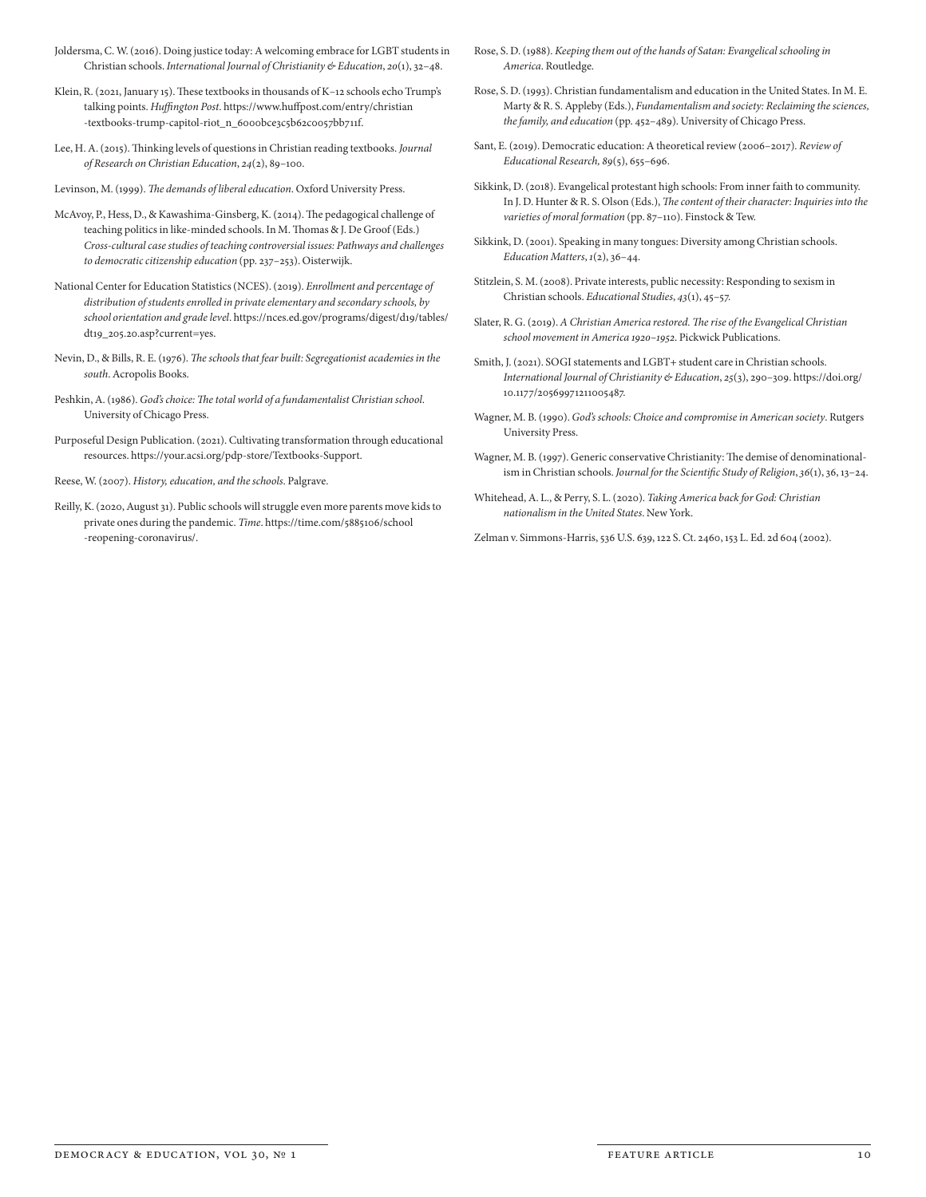Joldersma, C. W. (2016). Doing justice today: A welcoming embrace for LGBT students in Christian schools. *International Journal of Christianity & Education*, *20*(1), 32–48.

Klein, R. (2021, January 15). These textbooks in thousands of K–12 schools echo Trump's talking points. *Huffington Post*. https://www.huffpost.com/entry/christian-textbooks-trump-capitol-riot_n_6000bce3c5b62c0057bb711f.

Lee, H. A. (2015). Thinking levels of questions in Christian reading textbooks. *Journal of Research on Christian Education*, *24*(2), 89–100.

Levinson, M. (1999). *The demands of liberal education*. Oxford University Press.

McAvoy, P., Hess, D., & Kawashima-Ginsberg, K. (2014). The pedagogical challenge of teaching politics in like-minded schools. In M. Thomas & J. De Groof (Eds.) *Cross-cultural case studies of teaching controversial issues: Pathways and challenges to democratic citizenship education* (pp. 237–253). Oisterwijk.

National Center for Education Statistics (NCES). (2019). *Enrollment and percentage of distribution of students enrolled in private elementary and secondary schools, by school orientation and grade level*. https://nces.ed.gov/programs/digest/d19/tables/dt19_205.20.asp?current=yes.

Nevin, D., & Bills, R. E. (1976). *The schools that fear built: Segregationist academies in the south*. Acropolis Books.

Peshkin, A. (1986). *God's choice: The total world of a fundamentalist Christian school*. University of Chicago Press.

Purposeful Design Publication. (2021). Cultivating transformation through educational resources. https://your.acsi.org/pdp-store/Textbooks-Support.

Reese, W. (2007). *History, education, and the schools*. Palgrave.

Reilly, K. (2020, August 31). Public schools will struggle even more parents move kids to private ones during the pandemic. *Time*. https://time.com/5885106/school-reopening-coronavirus/.

Rose, S. D. (1988). *Keeping them out of the hands of Satan: Evangelical schooling in America*. Routledge.

Rose, S. D. (1993). Christian fundamentalism and education in the United States. In M. E. Marty & R. S. Appleby (Eds.), *Fundamentalism and society: Reclaiming the sciences, the family, and education* (pp. 452–489). University of Chicago Press.

Sant, E. (2019). Democratic education: A theoretical review (2006–2017). *Review of Educational Research, 89*(5), 655–696.

Sikkink, D. (2018). Evangelical protestant high schools: From inner faith to community. In J. D. Hunter & R. S. Olson (Eds.), *The content of their character: Inquiries into the varieties of moral formation* (pp. 87–110). Finstock & Tew.

Sikkink, D. (2001). Speaking in many tongues: Diversity among Christian schools. *Education Matters*, *1*(2), 36–44.

Stitzlein, S. M. (2008). Private interests, public necessity: Responding to sexism in Christian schools. *Educational Studies*, *43*(1), 45–57.

Slater, R. G. (2019). *A Christian America restored. The rise of the Evangelical Christian school movement in America 1920–1952*. Pickwick Publications.

Smith, J. (2021). SOGI statements and LGBT+ student care in Christian schools. *International Journal of Christianity & Education*, *25*(3), 290–309. https://doi.org/10.1177/20569971211005487.

Wagner, M. B. (1990). *God's schools: Choice and compromise in American society*. Rutgers University Press.

Wagner, M. B. (1997). Generic conservative Christianity: The demise of denominationalism in Christian schools. *Journal for the Scientific Study of Religion*, *36*(1), 36, 13–24.

Whitehead, A. L., & Perry, S. L. (2020). *Taking America back for God: Christian nationalism in the United States*. New York.

Zelman v. Simmons-Harris, 536 U.S. 639, 122 S. Ct. 2460, 153 L. Ed. 2d 604 (2002).